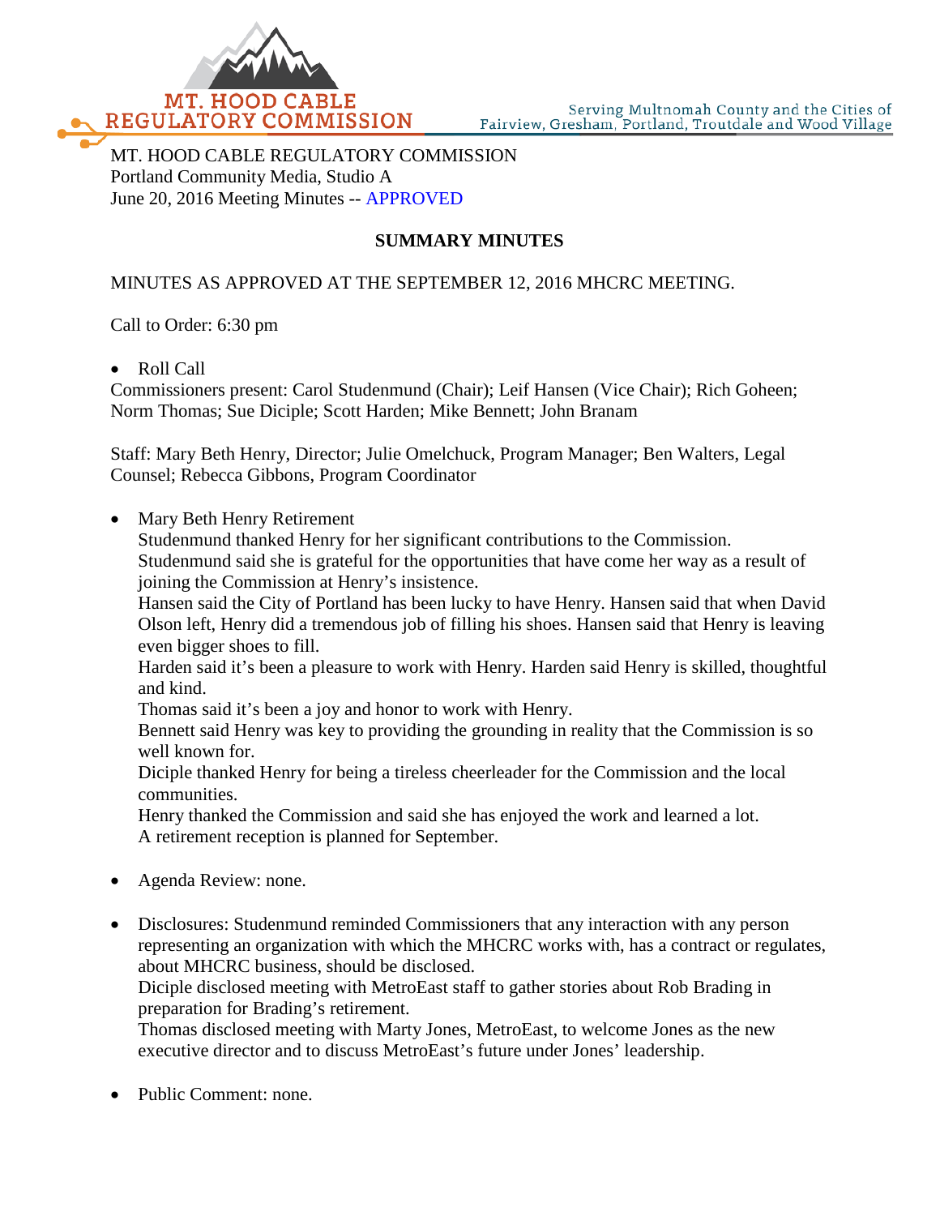MT. HOOD CABLE REGULATORY COMMISSION
Portland Community Media, Studio A
June 20, 2016 Meeting Minutes -- APPROVED

## SUMMARY MINUTES

MINUTES AS APPROVED AT THE SEPTEMBER 12, 2016 MHCRC MEETING.

Call to Order: 6:30 pm

- Roll Call

Commissioners present: Carol Studenmund (Chair); Leif Hansen (Vice Chair); Rich Goheen; Norm Thomas; Sue Diciple; Scott Harden; Mike Bennett; John Branam

Staff: Mary Beth Henry, Director; Julie Omelchuck, Program Manager; Ben Walters, Legal Counsel; Rebecca Gibbons, Program Coordinator

- Mary Beth Henry Retirement
  Studenmund thanked Henry for her significant contributions to the Commission.
  Studenmund said she is grateful for the opportunities that have come her way as a result of joining the Commission at Henry's insistence.
  Hansen said the City of Portland has been lucky to have Henry. Hansen said that when David Olson left, Henry did a tremendous job of filling his shoes. Hansen said that Henry is leaving even bigger shoes to fill.
  Harden said it's been a pleasure to work with Henry. Harden said Henry is skilled, thoughtful and kind.
  Thomas said it's been a joy and honor to work with Henry.
  Bennett said Henry was key to providing the grounding in reality that the Commission is so well known for.
  Diciple thanked Henry for being a tireless cheerleader for the Commission and the local communities.
  Henry thanked the Commission and said she has enjoyed the work and learned a lot.
  A retirement reception is planned for September.

- Agenda Review: none.

- Disclosures: Studenmund reminded Commissioners that any interaction with any person representing an organization with which the MHCRC works with, has a contract or regulates, about MHCRC business, should be disclosed.
  Diciple disclosed meeting with MetroEast staff to gather stories about Rob Brading in preparation for Brading's retirement.
  Thomas disclosed meeting with Marty Jones, MetroEast, to welcome Jones as the new executive director and to discuss MetroEast's future under Jones' leadership.

- Public Comment: none.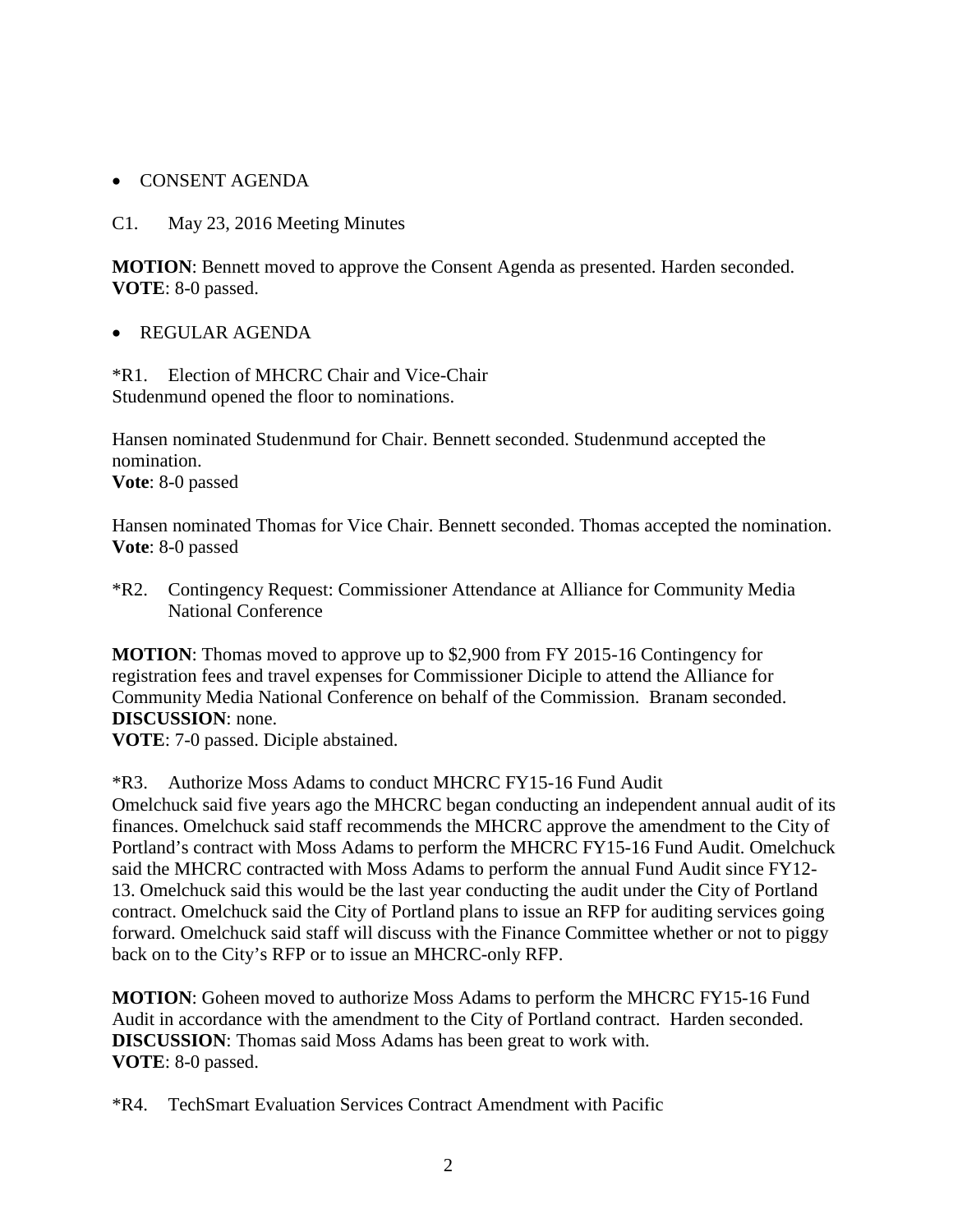- CONSENT AGENDA

C1. May 23, 2016 Meeting Minutes

**MOTION**: Bennett moved to approve the Consent Agenda as presented. Harden seconded.
**VOTE**: 8-0 passed.

- REGULAR AGENDA

*R1. Election of MHCRC Chair and Vice-Chair
Studenmund opened the floor to nominations.

Hansen nominated Studenmund for Chair. Bennett seconded. Studenmund accepted the nomination.
**Vote**: 8-0 passed

Hansen nominated Thomas for Vice Chair. Bennett seconded. Thomas accepted the nomination.
**Vote**: 8-0 passed

*R2. Contingency Request: Commissioner Attendance at Alliance for Community Media National Conference

**MOTION**: Thomas moved to approve up to $2,900 from FY 2015-16 Contingency for registration fees and travel expenses for Commissioner Diciple to attend the Alliance for Community Media National Conference on behalf of the Commission. Branam seconded.
**DISCUSSION**: none.
**VOTE**: 7-0 passed. Diciple abstained.

*R3. Authorize Moss Adams to conduct MHCRC FY15-16 Fund Audit
Omelchuck said five years ago the MHCRC began conducting an independent annual audit of its finances. Omelchuck said staff recommends the MHCRC approve the amendment to the City of Portland's contract with Moss Adams to perform the MHCRC FY15-16 Fund Audit. Omelchuck said the MHCRC contracted with Moss Adams to perform the annual Fund Audit since FY12-13. Omelchuck said this would be the last year conducting the audit under the City of Portland contract. Omelchuck said the City of Portland plans to issue an RFP for auditing services going forward. Omelchuck said staff will discuss with the Finance Committee whether or not to piggy back on to the City's RFP or to issue an MHCRC-only RFP.

**MOTION**: Goheen moved to authorize Moss Adams to perform the MHCRC FY15-16 Fund Audit in accordance with the amendment to the City of Portland contract. Harden seconded.
**DISCUSSION**: Thomas said Moss Adams has been great to work with.
**VOTE**: 8-0 passed.

*R4. TechSmart Evaluation Services Contract Amendment with Pacific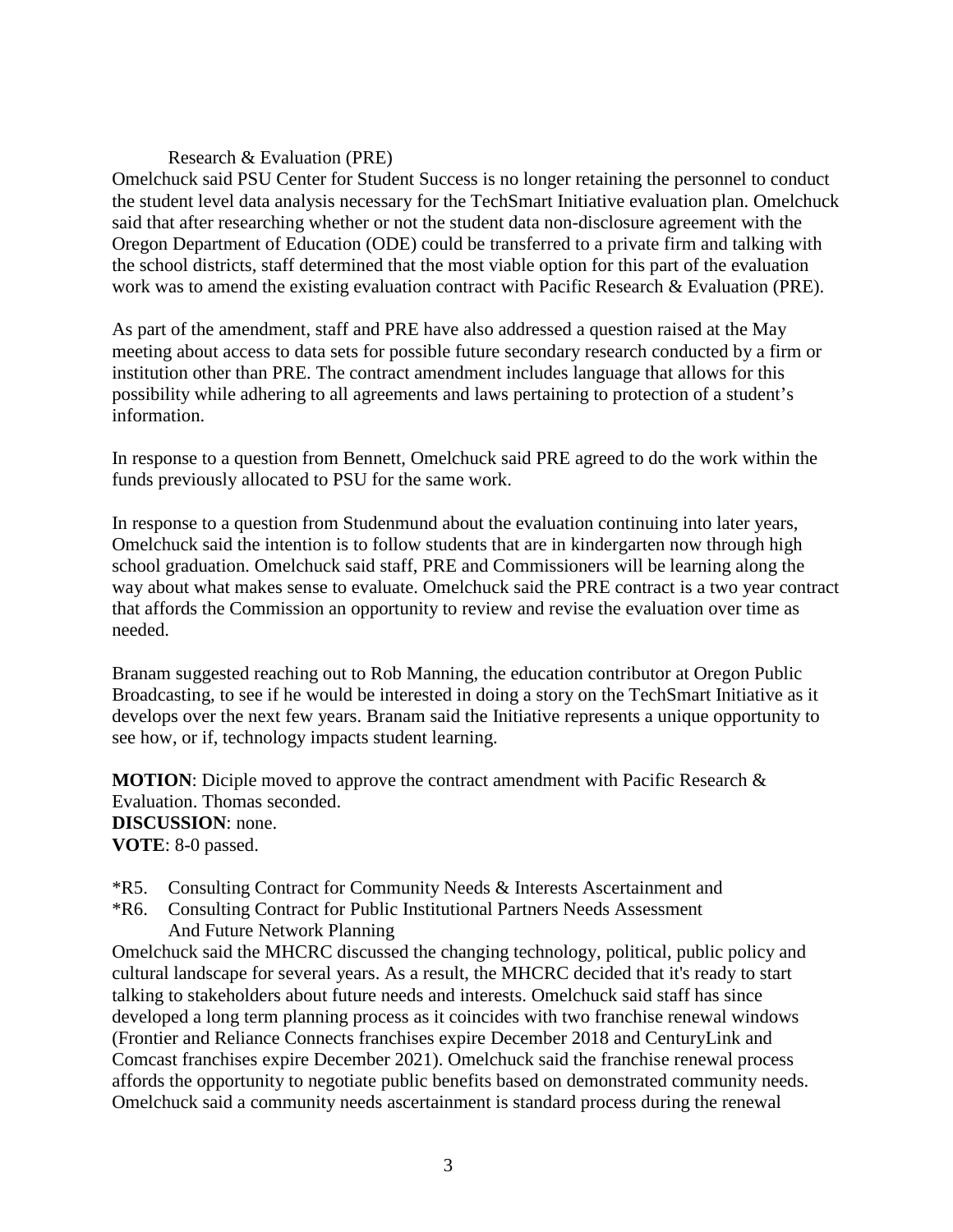Research & Evaluation (PRE)

Omelchuck said PSU Center for Student Success is no longer retaining the personnel to conduct the student level data analysis necessary for the TechSmart Initiative evaluation plan. Omelchuck said that after researching whether or not the student data non-disclosure agreement with the Oregon Department of Education (ODE) could be transferred to a private firm and talking with the school districts, staff determined that the most viable option for this part of the evaluation work was to amend the existing evaluation contract with Pacific Research & Evaluation (PRE).

As part of the amendment, staff and PRE have also addressed a question raised at the May meeting about access to data sets for possible future secondary research conducted by a firm or institution other than PRE. The contract amendment includes language that allows for this possibility while adhering to all agreements and laws pertaining to protection of a student's information.

In response to a question from Bennett, Omelchuck said PRE agreed to do the work within the funds previously allocated to PSU for the same work.

In response to a question from Studenmund about the evaluation continuing into later years, Omelchuck said the intention is to follow students that are in kindergarten now through high school graduation. Omelchuck said staff, PRE and Commissioners will be learning along the way about what makes sense to evaluate. Omelchuck said the PRE contract is a two year contract that affords the Commission an opportunity to review and revise the evaluation over time as needed.

Branam suggested reaching out to Rob Manning, the education contributor at Oregon Public Broadcasting, to see if he would be interested in doing a story on the TechSmart Initiative as it develops over the next few years. Branam said the Initiative represents a unique opportunity to see how, or if, technology impacts student learning.

**MOTION**: Diciple moved to approve the contract amendment with Pacific Research & Evaluation. Thomas seconded.
**DISCUSSION**: none.
**VOTE**: 8-0 passed.

*R5. Consulting Contract for Community Needs & Interests Ascertainment and
*R6. Consulting Contract for Public Institutional Partners Needs Assessment And Future Network Planning

Omelchuck said the MHCRC discussed the changing technology, political, public policy and cultural landscape for several years. As a result, the MHCRC decided that it's ready to start talking to stakeholders about future needs and interests. Omelchuck said staff has since developed a long term planning process as it coincides with two franchise renewal windows (Frontier and Reliance Connects franchises expire December 2018 and CenturyLink and Comcast franchises expire December 2021). Omelchuck said the franchise renewal process affords the opportunity to negotiate public benefits based on demonstrated community needs. Omelchuck said a community needs ascertainment is standard process during the renewal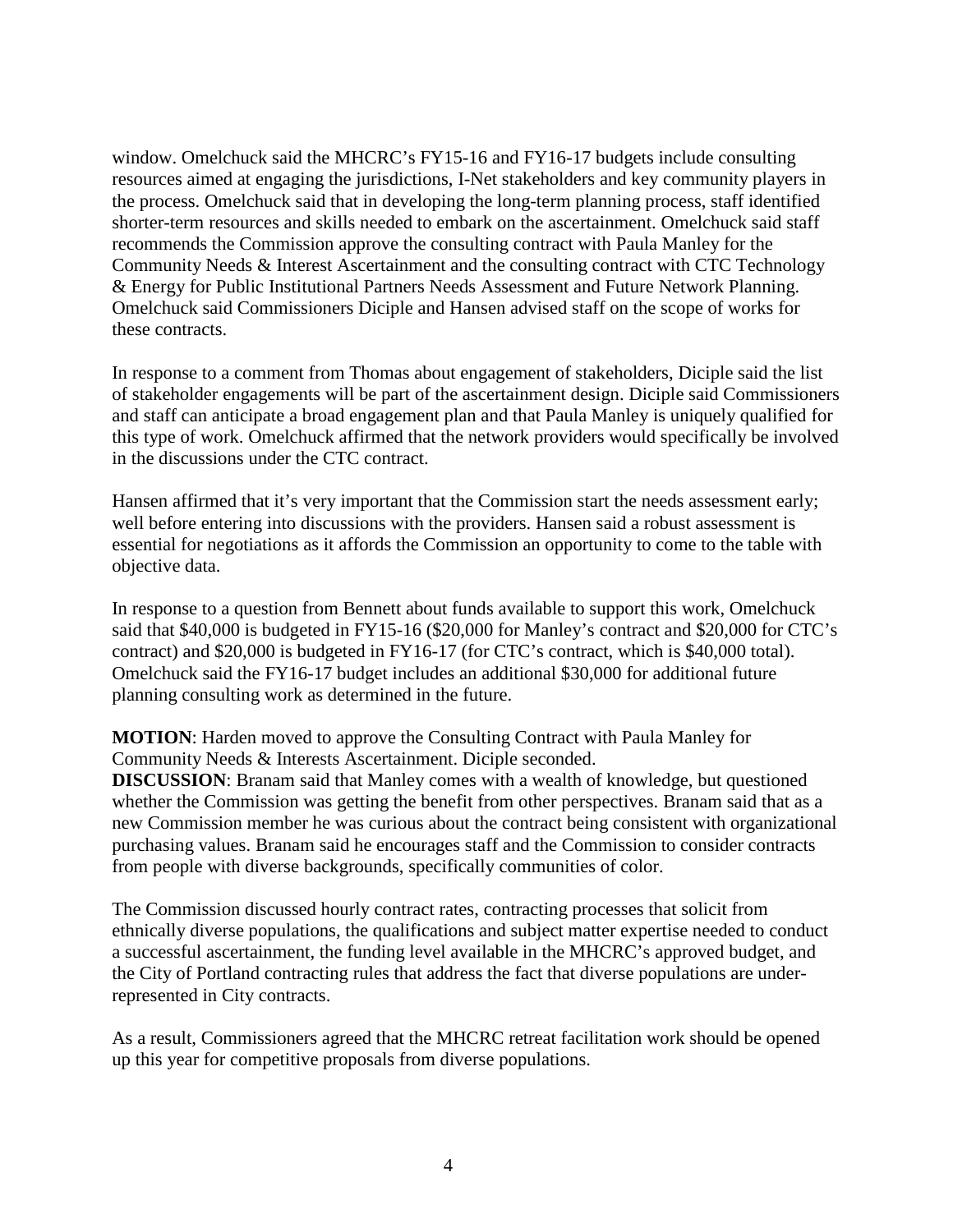window. Omelchuck said the MHCRC's FY15-16 and FY16-17 budgets include consulting resources aimed at engaging the jurisdictions, I-Net stakeholders and key community players in the process. Omelchuck said that in developing the long-term planning process, staff identified shorter-term resources and skills needed to embark on the ascertainment. Omelchuck said staff recommends the Commission approve the consulting contract with Paula Manley for the Community Needs & Interest Ascertainment and the consulting contract with CTC Technology & Energy for Public Institutional Partners Needs Assessment and Future Network Planning. Omelchuck said Commissioners Diciple and Hansen advised staff on the scope of works for these contracts.

In response to a comment from Thomas about engagement of stakeholders, Diciple said the list of stakeholder engagements will be part of the ascertainment design. Diciple said Commissioners and staff can anticipate a broad engagement plan and that Paula Manley is uniquely qualified for this type of work. Omelchuck affirmed that the network providers would specifically be involved in the discussions under the CTC contract.

Hansen affirmed that it's very important that the Commission start the needs assessment early; well before entering into discussions with the providers. Hansen said a robust assessment is essential for negotiations as it affords the Commission an opportunity to come to the table with objective data.

In response to a question from Bennett about funds available to support this work, Omelchuck said that $40,000 is budgeted in FY15-16 ($20,000 for Manley's contract and $20,000 for CTC's contract) and $20,000 is budgeted in FY16-17 (for CTC's contract, which is $40,000 total). Omelchuck said the FY16-17 budget includes an additional $30,000 for additional future planning consulting work as determined in the future.

**MOTION**: Harden moved to approve the Consulting Contract with Paula Manley for Community Needs & Interests Ascertainment. Diciple seconded.
**DISCUSSION**: Branam said that Manley comes with a wealth of knowledge, but questioned whether the Commission was getting the benefit from other perspectives. Branam said that as a new Commission member he was curious about the contract being consistent with organizational purchasing values. Branam said he encourages staff and the Commission to consider contracts from people with diverse backgrounds, specifically communities of color.

The Commission discussed hourly contract rates, contracting processes that solicit from ethnically diverse populations, the qualifications and subject matter expertise needed to conduct a successful ascertainment, the funding level available in the MHCRC's approved budget, and the City of Portland contracting rules that address the fact that diverse populations are under-represented in City contracts.

As a result, Commissioners agreed that the MHCRC retreat facilitation work should be opened up this year for competitive proposals from diverse populations.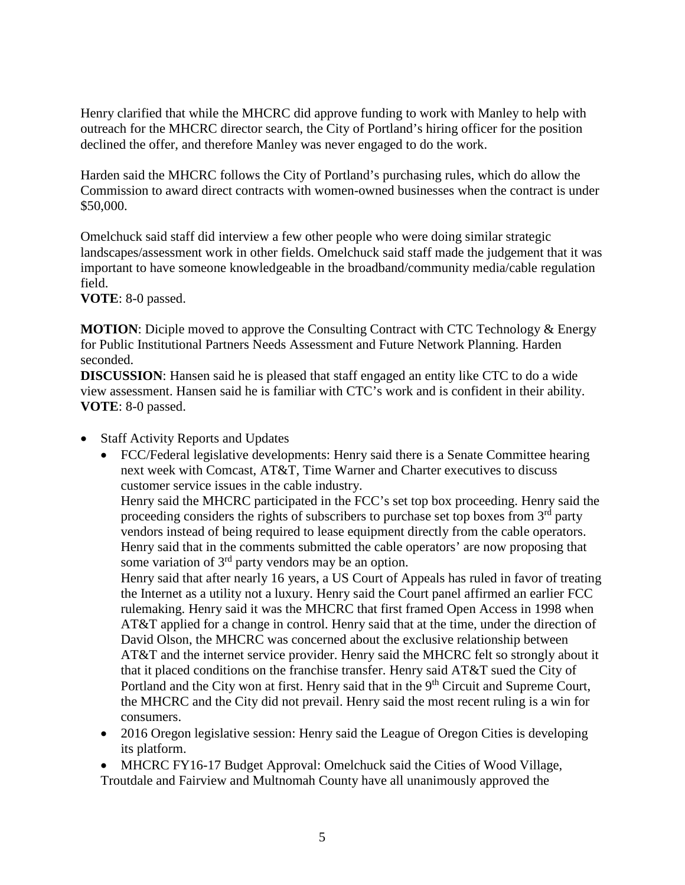Henry clarified that while the MHCRC did approve funding to work with Manley to help with outreach for the MHCRC director search, the City of Portland's hiring officer for the position declined the offer, and therefore Manley was never engaged to do the work.

Harden said the MHCRC follows the City of Portland's purchasing rules, which do allow the Commission to award direct contracts with women-owned businesses when the contract is under $50,000.

Omelchuck said staff did interview a few other people who were doing similar strategic landscapes/assessment work in other fields. Omelchuck said staff made the judgement that it was important to have someone knowledgeable in the broadband/community media/cable regulation field.
**VOTE**: 8-0 passed.

**MOTION**: Diciple moved to approve the Consulting Contract with CTC Technology & Energy for Public Institutional Partners Needs Assessment and Future Network Planning. Harden seconded.
**DISCUSSION**: Hansen said he is pleased that staff engaged an entity like CTC to do a wide view assessment. Hansen said he is familiar with CTC's work and is confident in their ability.
**VOTE**: 8-0 passed.

- Staff Activity Reports and Updates
  - FCC/Federal legislative developments: Henry said there is a Senate Committee hearing next week with Comcast, AT&T, Time Warner and Charter executives to discuss customer service issues in the cable industry.
    Henry said the MHCRC participated in the FCC's set top box proceeding. Henry said the proceeding considers the rights of subscribers to purchase set top boxes from 3rd party vendors instead of being required to lease equipment directly from the cable operators. Henry said that in the comments submitted the cable operators' are now proposing that some variation of 3rd party vendors may be an option.
    Henry said that after nearly 16 years, a US Court of Appeals has ruled in favor of treating the Internet as a utility not a luxury. Henry said the Court panel affirmed an earlier FCC rulemaking. Henry said it was the MHCRC that first framed Open Access in 1998 when AT&T applied for a change in control. Henry said that at the time, under the direction of David Olson, the MHCRC was concerned about the exclusive relationship between AT&T and the internet service provider. Henry said the MHCRC felt so strongly about it that it placed conditions on the franchise transfer. Henry said AT&T sued the City of Portland and the City won at first. Henry said that in the 9th Circuit and Supreme Court, the MHCRC and the City did not prevail. Henry said the most recent ruling is a win for consumers.
  - 2016 Oregon legislative session: Henry said the League of Oregon Cities is developing its platform.
  - MHCRC FY16-17 Budget Approval: Omelchuck said the Cities of Wood Village, Troutdale and Fairview and Multnomah County have all unanimously approved the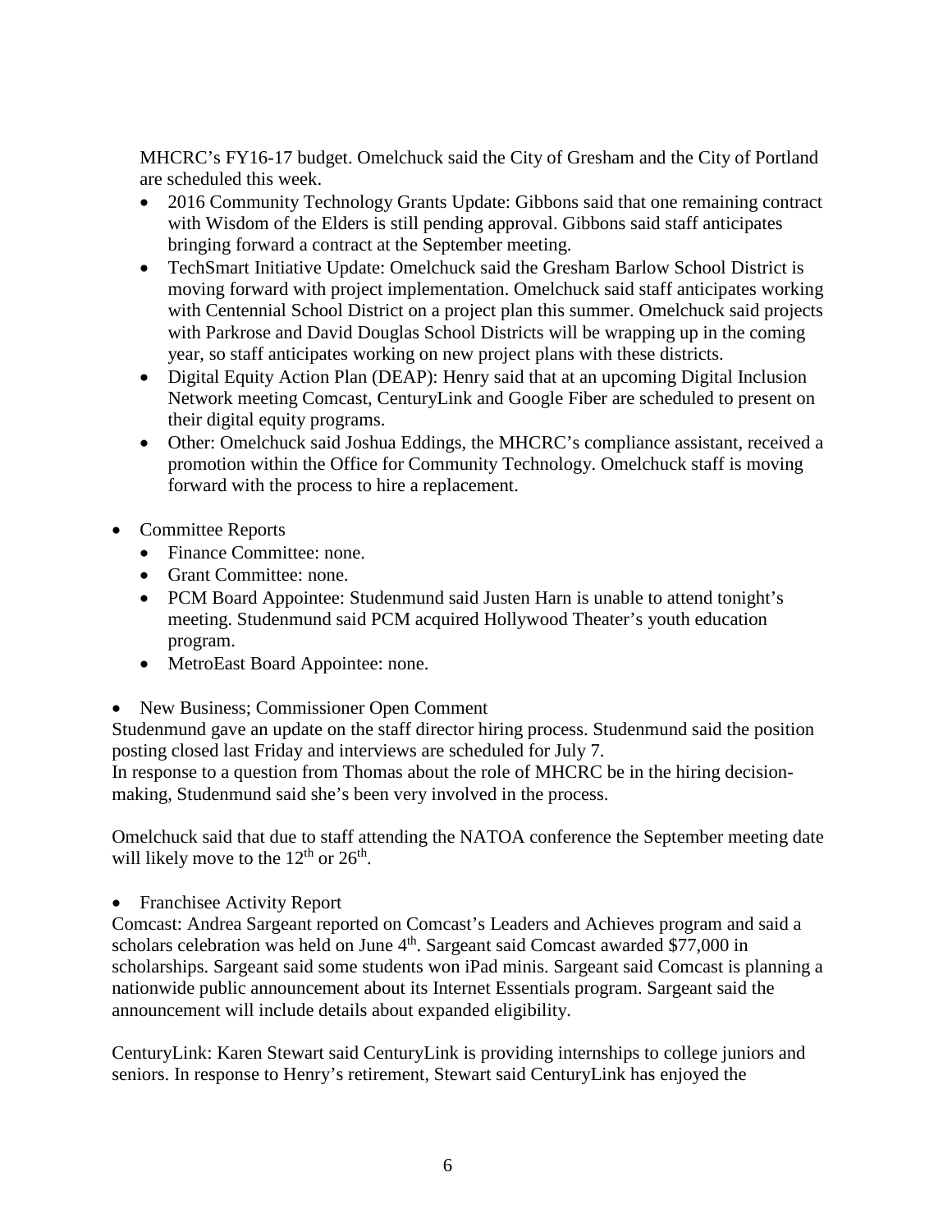MHCRC's FY16-17 budget. Omelchuck said the City of Gresham and the City of Portland are scheduled this week.

- 2016 Community Technology Grants Update: Gibbons said that one remaining contract with Wisdom of the Elders is still pending approval. Gibbons said staff anticipates bringing forward a contract at the September meeting.
- TechSmart Initiative Update: Omelchuck said the Gresham Barlow School District is moving forward with project implementation. Omelchuck said staff anticipates working with Centennial School District on a project plan this summer. Omelchuck said projects with Parkrose and David Douglas School Districts will be wrapping up in the coming year, so staff anticipates working on new project plans with these districts.
- Digital Equity Action Plan (DEAP): Henry said that at an upcoming Digital Inclusion Network meeting Comcast, CenturyLink and Google Fiber are scheduled to present on their digital equity programs.
- Other: Omelchuck said Joshua Eddings, the MHCRC's compliance assistant, received a promotion within the Office for Community Technology. Omelchuck staff is moving forward with the process to hire a replacement.

- Committee Reports
  - Finance Committee: none.
  - Grant Committee: none.
  - PCM Board Appointee: Studenmund said Justen Harn is unable to attend tonight's meeting. Studenmund said PCM acquired Hollywood Theater's youth education program.
  - MetroEast Board Appointee: none.

- New Business; Commissioner Open Comment

Studenmund gave an update on the staff director hiring process. Studenmund said the position posting closed last Friday and interviews are scheduled for July 7.
In response to a question from Thomas about the role of MHCRC be in the hiring decision-making, Studenmund said she's been very involved in the process.

Omelchuck said that due to staff attending the NATOA conference the September meeting date will likely move to the 12th or 26th.

- Franchisee Activity Report

Comcast: Andrea Sargeant reported on Comcast's Leaders and Achieves program and said a scholars celebration was held on June 4th. Sargeant said Comcast awarded $77,000 in scholarships. Sargeant said some students won iPad minis. Sargeant said Comcast is planning a nationwide public announcement about its Internet Essentials program. Sargeant said the announcement will include details about expanded eligibility.

CenturyLink: Karen Stewart said CenturyLink is providing internships to college juniors and seniors. In response to Henry's retirement, Stewart said CenturyLink has enjoyed the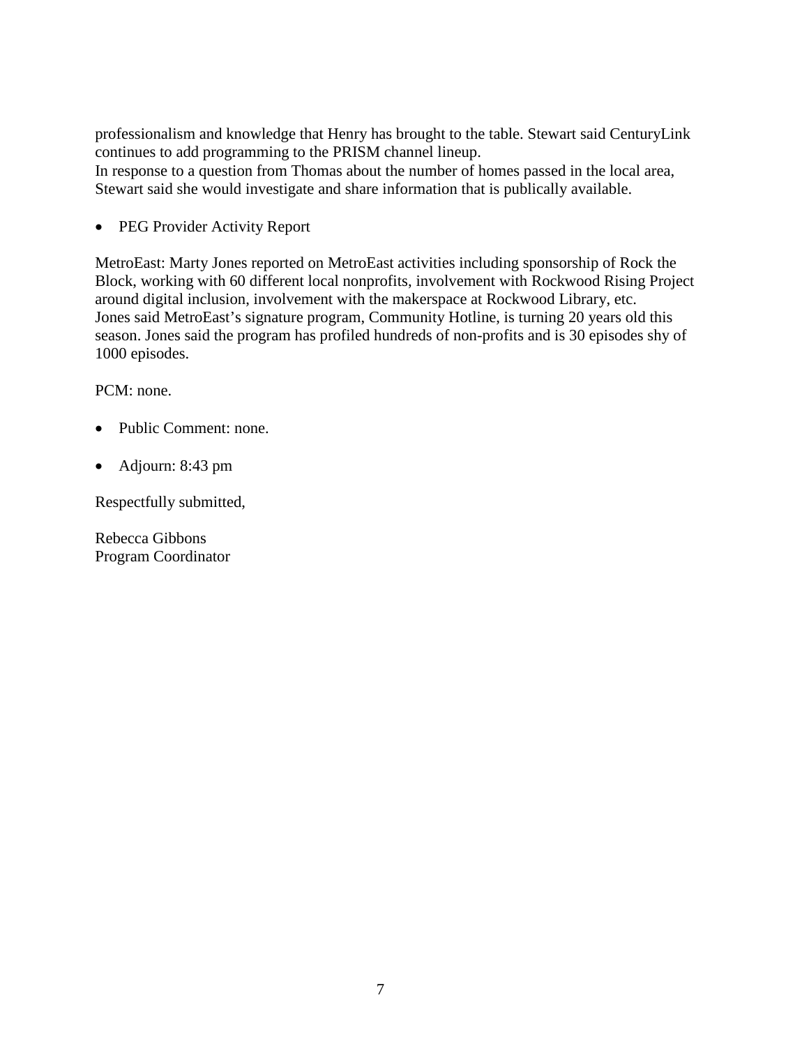professionalism and knowledge that Henry has brought to the table. Stewart said CenturyLink continues to add programming to the PRISM channel lineup.
In response to a question from Thomas about the number of homes passed in the local area, Stewart said she would investigate and share information that is publically available.

- PEG Provider Activity Report

MetroEast: Marty Jones reported on MetroEast activities including sponsorship of Rock the Block, working with 60 different local nonprofits, involvement with Rockwood Rising Project around digital inclusion, involvement with the makerspace at Rockwood Library, etc.
Jones said MetroEast's signature program, Community Hotline, is turning 20 years old this season. Jones said the program has profiled hundreds of non-profits and is 30 episodes shy of 1000 episodes.

PCM: none.

- Public Comment: none.

- Adjourn: 8:43 pm

Respectfully submitted,

Rebecca Gibbons
Program Coordinator